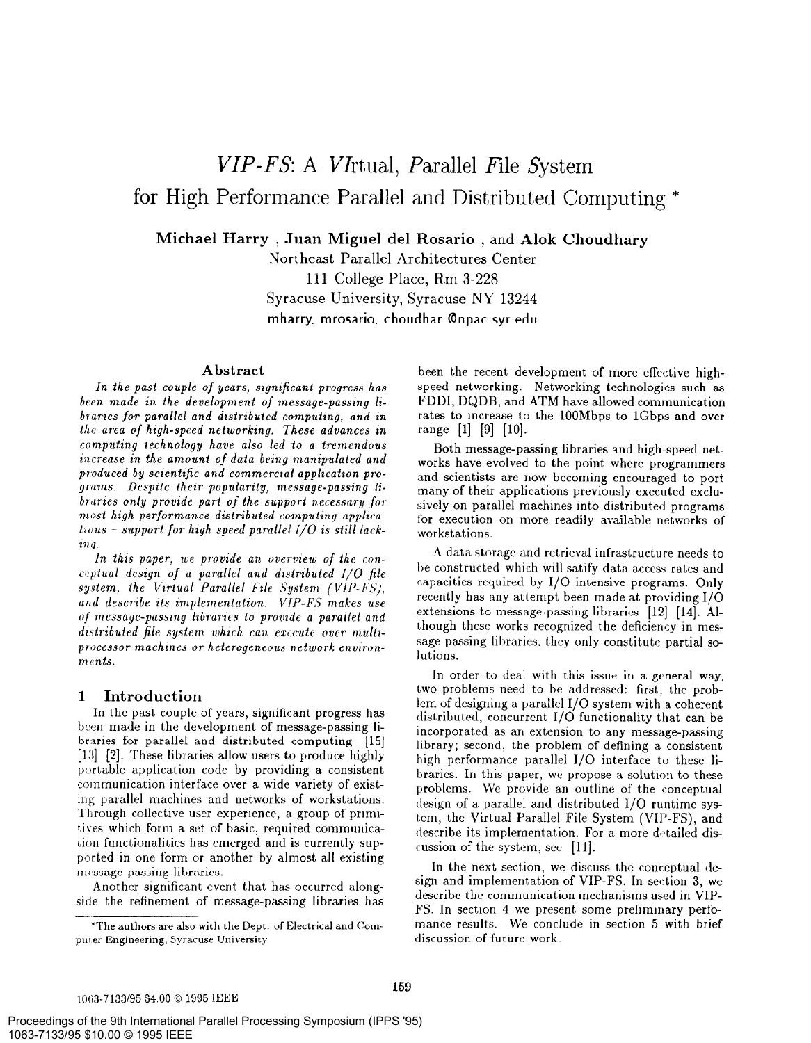# *VIP-FS*: A *VI*rtual, *P*arallel *F*ile *S*ystem for High Performance Parallel and Distributed Computing *

**Michael Harry , Juan Miguel del Rosario , and Alok Choudhary**

Northeast Parallel Architectures Center
111 College Place, Rm 3-228
Syracuse University, Syracuse NY 13244
mharry, mrosario, choudhar @npac.syr.edu

## Abstract

*In the past couple of years, significant progress has been made in the development of message-passing libraries for parallel and distributed computing, and in the area of high-speed networking. These advances in computing technology have also led to a tremendous increase in the amount of data being manipulated and produced by scientific and commercial application programs. Despite their popularity, message-passing libraries only provide part of the support necessary for most high performance distributed computing applications – support for high speed parallel I/O is still lacking.*

*In this paper, we provide an overview of the conceptual design of a parallel and distributed I/O file system, the Virtual Parallel File System (VIP-FS), and describe its implementation. VIP-FS makes use of message-passing libraries to provide a parallel and distributed file system which can execute over multiprocessor machines or heterogeneous network environments.*

## 1 Introduction

In the past couple of years, significant progress has been made in the development of message-passing libraries for parallel and distributed computing [15] [13] [2]. These libraries allow users to produce highly portable application code by providing a consistent communication interface over a wide variety of existing parallel machines and networks of workstations. Through collective user experience, a group of primitives which form a set of basic, required communication functionalities has emerged and is currently supported in one form or another by almost all existing message passing libraries.

Another significant event that has occurred alongside the refinement of message-passing libraries has been the recent development of more effective high-speed networking. Networking technologies such as FDDI, DQDB, and ATM have allowed communication rates to increase to the 100Mbps to 1Gbps and over range [1] [9] [10].

Both message-passing libraries and high-speed networks have evolved to the point where programmers and scientists are now becoming encouraged to port many of their applications previously executed exclusively on parallel machines into distributed programs for execution on more readily available networks of workstations.

A data storage and retrieval infrastructure needs to be constructed which will satisfy data access rates and capacities required by I/O intensive programs. Only recently has any attempt been made at providing I/O extensions to message-passing libraries [12] [14]. Although these works recognized the deficiency in message passing libraries, they only constitute partial solutions.

In order to deal with this issue in a general way, two problems need to be addressed: first, the problem of designing a parallel I/O system with a coherent distributed, concurrent I/O functionality that can be incorporated as an extension to any message-passing library; second, the problem of defining a consistent high performance parallel I/O interface to these libraries. In this paper, we propose a solution to these problems. We provide an outline of the conceptual design of a parallel and distributed I/O runtime system, the Virtual Parallel File System (VIP-FS), and describe its implementation. For a more detailed discussion of the system, see [11].

In the next section, we discuss the conceptual design and implementation of VIP-FS. In section 3, we describe the communication mechanisms used in VIP-FS. In section 4 we present some preliminary performance results. We conclude in section 5 with brief discussion of future work.

*The authors are also with the Dept. of Electrical and Computer Engineering, Syracuse University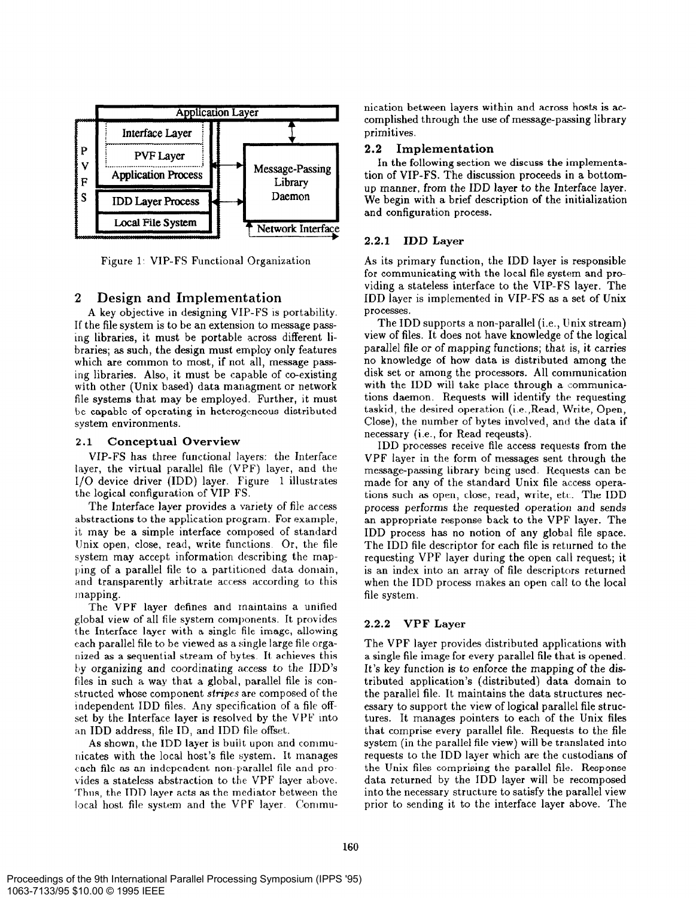Application Layer

Interface Layer

PVF Layer

Application Process

IDD Layer Process

Local File System

P V F S

Message-Passing Library Daemon

Network Interface

Figure 1: VIP-FS Functional Organization

## 2 Design and Implementation

A key objective in designing VIP-FS is portability. If the file system is to be an extension to message passing libraries, it must be portable across different libraries; as such, the design must employ only features which are common to most, if not all, message passing libraries. Also, it must be capable of co-existing with other (Unix based) data managment or network file systems that may be employed. Further, it must be capable of operating in heterogeneous distributed system environments.

### 2.1 Conceptual Overview

VIP-FS has three functional layers: the Interface layer, the virtual parallel file (VPF) layer, and the I/O device driver (IDD) layer. Figure 1 illustrates the logical configuration of VIP FS.

The Interface layer provides a variety of file access abstractions to the application program. For example, it may be a simple interface composed of standard Unix open, close, read, write functions. Or, the file system may accept information describing the mapping of a parallel file to a partitioned data domain, and transparently arbitrate access according to this mapping.

The VPF layer defines and maintains a unified global view of all file system components. It provides the Interface layer with a single file image, allowing each parallel file to be viewed as a single large file organized as a sequential stream of bytes. It achieves this by organizing and coordinating access to the IDD's files in such a way that a global, parallel file is constructed whose component *stripes* are composed of the independent IDD files. Any specification of a file offset by the Interface layer is resolved by the VPF into an IDD address, file ID, and IDD file offset.

As shown, the IDD layer is built upon and communicates with the local host's file system. It manages each file as an independent non-parallel file and provides a stateless abstraction to the VPF layer above. Thus, the IDD layer acts as the mediator between the local host file system and the VPF layer. Communication between layers within and across hosts is accomplished through the use of message-passing library primitives.

### 2.2 Implementation

In the following section we discuss the implementation of VIP-FS. The discussion proceeds in a bottom-up manner, from the IDD layer to the Interface layer. We begin with a brief description of the initialization and configuration process.

#### 2.2.1 IDD Layer

As its primary function, the IDD layer is responsible for communicating with the local file system and providing a stateless interface to the VIP-FS layer. The IDD layer is implemented in VIP-FS as a set of Unix processes.

The IDD supports a non-parallel (i.e., Unix stream) view of files. It does not have knowledge of the logical parallel file or of mapping functions; that is, it carries no knowledge of how data is distributed among the disk set or among the processors. All communication with the IDD will take place through a communications daemon. Requests will identify the requesting taskid, the desired operation (i.e.,Read, Write, Open, Close), the number of bytes involved, and the data if necessary (i.e., for Read reqeusts).

IDD processes receive file access requests from the VPF layer in the form of messages sent through the message-passing library being used. Requests can be made for any of the standard Unix file access operations such as open, close, read, write, etc. The IDD process performs the requested operation and sends an appropriate response back to the VPF layer. The IDD process has no notion of any global file space. The IDD file descriptor for each file is returned to the requesting VPF layer during the open call request; it is an index into an array of file descriptors returned when the IDD process makes an open call to the local file system.

#### 2.2.2 VPF Layer

The VPF layer provides distributed applications with a single file image for every parallel file that is opened. It's key function is to enforce the mapping of the distributed application's (distributed) data domain to the parallel file. It maintains the data structures necessary to support the view of logical parallel file structures. It manages pointers to each of the Unix files that comprise every parallel file. Requests to the file system (in the parallel file view) will be translated into requests to the IDD layer which are the custodians of the Unix files comprising the parallel file. Response data returned by the IDD layer will be recomposed into the necessary structure to satisfy the parallel view prior to sending it to the interface layer above. The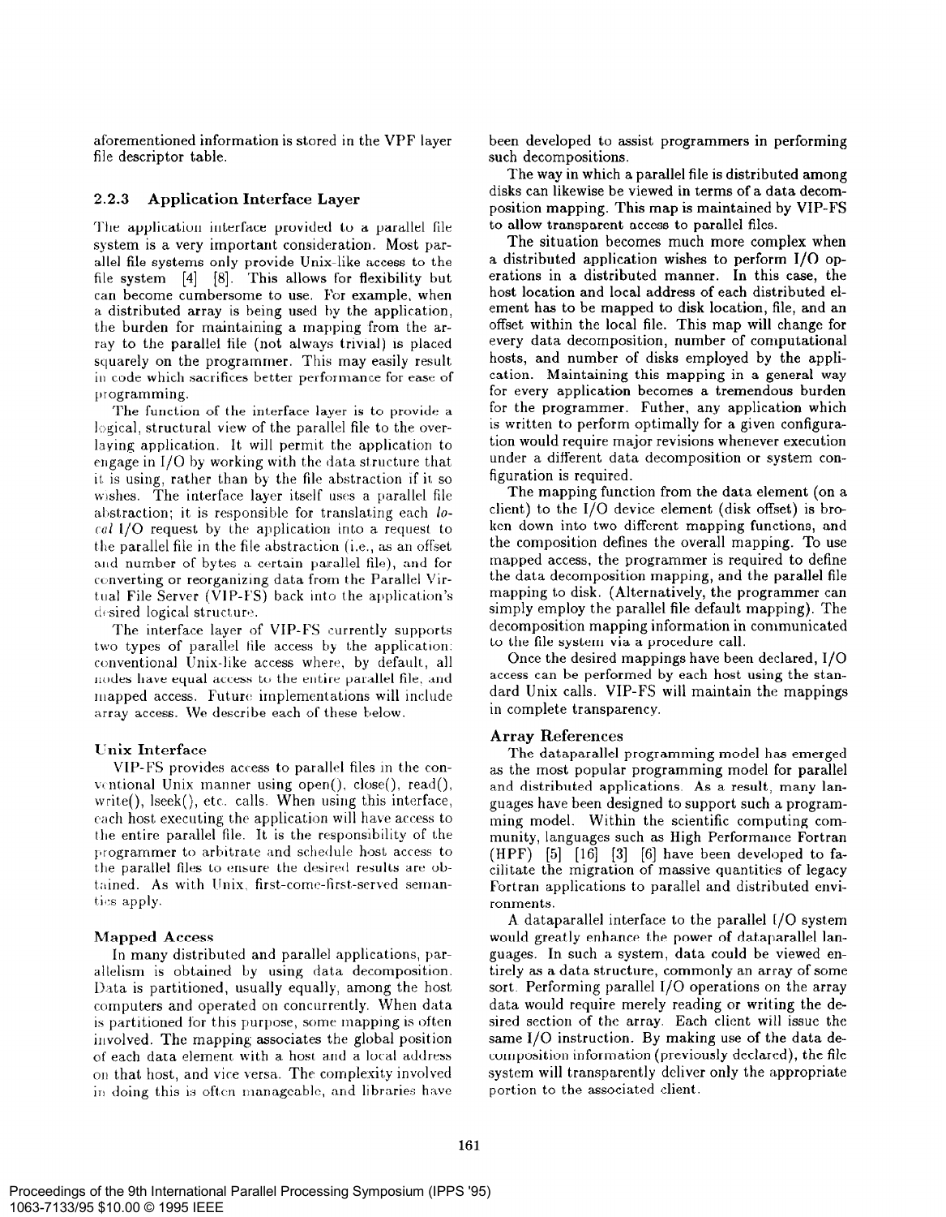aforementioned information is stored in the VPF layer file descriptor table.

### 2.2.3 Application Interface Layer

The application interface provided to a parallel file system is a very important consideration. Most parallel file systems only provide Unix-like access to the file system [4] [8]. This allows for flexibility but can become cumbersome to use. For example, when a distributed array is being used by the application, the burden for maintaining a mapping from the array to the parallel file (not always trivial) is placed squarely on the programmer. This may easily result in code which sacrifices better performance for ease of programming.

The function of the interface layer is to provide a logical, structural view of the parallel file to the overlaying application. It will permit the application to engage in I/O by working with the data structure that it is using, rather than by the file abstraction if it so wishes. The interface layer itself uses a parallel file abstraction; it is responsible for translating each *local* I/O request by the application into a request to the parallel file in the file abstraction (i.e., as an offset and number of bytes a certain parallel file), and for converting or reorganizing data from the Parallel Virtual File Server (VIP-FS) back into the application's desired logical structure.

The interface layer of VIP-FS currently supports two types of parallel file access by the application: conventional Unix-like access where, by default, all nodes have equal access to the entire parallel file, and mapped access. Future implementations will include array access. We describe each of these below.

**Unix Interface**

VIP-FS provides access to parallel files in the conventional Unix manner using open(), close(), read(), write(), lseek(), etc. calls. When using this interface, each host executing the application will have access to the entire parallel file. It is the responsibility of the programmer to arbitrate and schedule host access to the parallel files to ensure the desired results are obtained. As with Unix, first-come-first-served semantics apply.

**Mapped Access**

In many distributed and parallel applications, parallelism is obtained by using data decomposition. Data is partitioned, usually equally, among the host computers and operated on concurrently. When data is partitioned for this purpose, some mapping is often involved. The mapping associates the global position of each data element with a host and a local address on that host, and vice versa. The complexity involved in doing this is often manageable, and libraries have been developed to assist programmers in performing such decompositions.

The way in which a parallel file is distributed among disks can likewise be viewed in terms of a data decomposition mapping. This map is maintained by VIP-FS to allow transparent access to parallel files.

The situation becomes much more complex when a distributed application wishes to perform I/O operations in a distributed manner. In this case, the host location and local address of each distributed element has to be mapped to disk location, file, and an offset within the local file. This map will change for every data decomposition, number of computational hosts, and number of disks employed by the application. Maintaining this mapping in a general way for every application becomes a tremendous burden for the programmer. Futher, any application which is written to perform optimally for a given configuration would require major revisions whenever execution under a different data decomposition or system configuration is required.

The mapping function from the data element (on a client) to the I/O device element (disk offset) is broken down into two different mapping functions, and the composition defines the overall mapping. To use mapped access, the programmer is required to define the data decomposition mapping, and the parallel file mapping to disk. (Alternatively, the programmer can simply employ the parallel file default mapping). The decomposition mapping information in communicated to the file system via a procedure call.

Once the desired mappings have been declared, I/O access can be performed by each host using the standard Unix calls. VIP-FS will maintain the mappings in complete transparency.

**Array References**

The dataparallel programming model has emerged as the most popular programming model for parallel and distributed applications. As a result, many languages have been designed to support such a programming model. Within the scientific computing community, languages such as High Performance Fortran (HPF) [5] [16] [3] [6] have been developed to facilitate the migration of massive quantities of legacy Fortran applications to parallel and distributed environments.

A dataparallel interface to the parallel I/O system would greatly enhance the power of dataparallel languages. In such a system, data could be viewed entirely as a data structure, commonly an array of some sort. Performing parallel I/O operations on the array data would require merely reading or writing the desired section of the array. Each client will issue the same I/O instruction. By making use of the data decomposition information (previously declared), the file system will transparently deliver only the appropriate portion to the associated client.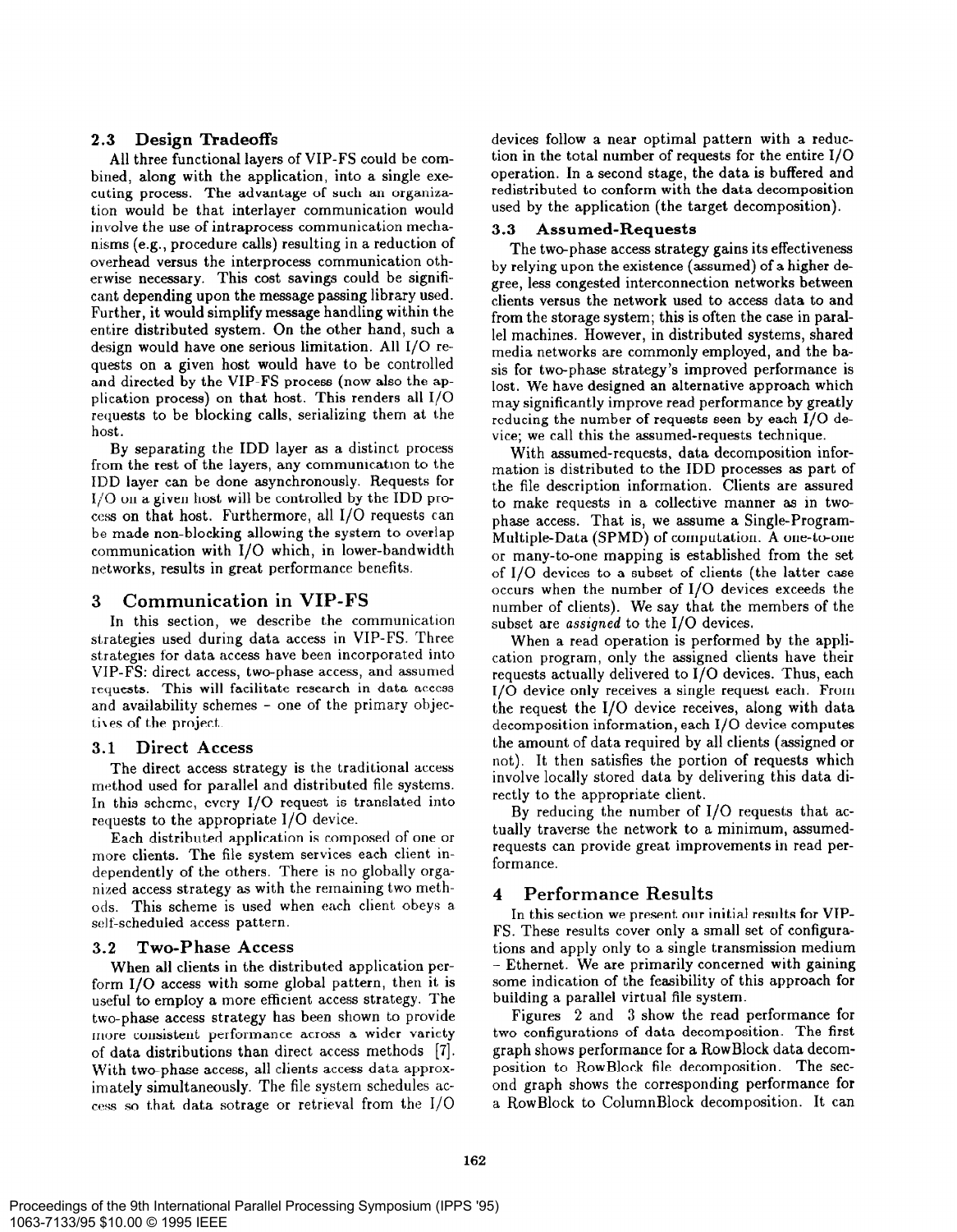### 2.3 Design Tradeoffs

All three functional layers of VIP-FS could be combined, along with the application, into a single executing process. The advantage of such an organization would be that interlayer communication would involve the use of intraprocess communication mechanisms (e.g., procedure calls) resulting in a reduction of overhead versus the interprocess communication otherwise necessary. This cost savings could be significant depending upon the message passing library used. Further, it would simplify message handling within the entire distributed system. On the other hand, such a design would have one serious limitation. All I/O requests on a given host would have to be controlled and directed by the VIP-FS process (now also the application process) on that host. This renders all I/O requests to be blocking calls, serializing them at the host.

By separating the IDD layer as a distinct process from the rest of the layers, any communication to the IDD layer can be done asynchronously. Requests for I/O on a given host will be controlled by the IDD process on that host. Furthermore, all I/O requests can be made non-blocking allowing the system to overlap communication with I/O which, in lower-bandwidth networks, results in great performance benefits.

## 3 Communication in VIP-FS

In this section, we describe the communication strategies used during data access in VIP-FS. Three strategies for data access have been incorporated into VIP-FS: direct access, two-phase access, and assumed requests. This will facilitate research in data access and availability schemes - one of the primary objectives of the project.

### 3.1 Direct Access

The direct access strategy is the traditional access method used for parallel and distributed file systems. In this scheme, every I/O request is translated into requests to the appropriate I/O device.

Each distributed application is composed of one or more clients. The file system services each client independently of the others. There is no globally organized access strategy as with the remaining two methods. This scheme is used when each client obeys a self-scheduled access pattern.

### 3.2 Two-Phase Access

When all clients in the distributed application perform I/O access with some global pattern, then it is useful to employ a more efficient access strategy. The two-phase access strategy has been shown to provide more consistent performance across a wider variety of data distributions than direct access methods [7]. With two-phase access, all clients access data approximately simultaneously. The file system schedules access so that data sotrage or retrieval from the I/O devices follow a near optimal pattern with a reduction in the total number of requests for the entire I/O operation. In a second stage, the data is buffered and redistributed to conform with the data decomposition used by the application (the target decomposition).

### 3.3 Assumed-Requests

The two-phase access strategy gains its effectiveness by relying upon the existence (assumed) of a higher degree, less congested interconnection networks between clients versus the network used to access data to and from the storage system; this is often the case in parallel machines. However, in distributed systems, shared media networks are commonly employed, and the basis for two-phase strategy's improved performance is lost. We have designed an alternative approach which may significantly improve read performance by greatly reducing the number of requests seen by each I/O device; we call this the assumed-requests technique.

With assumed-requests, data decomposition information is distributed to the IDD processes as part of the file description information. Clients are assured to make requests in a collective manner as in two-phase access. That is, we assume a Single-Program-Multiple-Data (SPMD) of computation. A one-to-one or many-to-one mapping is established from the set of I/O devices to a subset of clients (the latter case occurs when the number of I/O devices exceeds the number of clients). We say that the members of the subset are *assigned* to the I/O devices.

When a read operation is performed by the application program, only the assigned clients have their requests actually delivered to I/O devices. Thus, each I/O device only receives a single request each. From the request the I/O device receives, along with data decomposition information, each I/O device computes the amount of data required by all clients (assigned or not). It then satisfies the portion of requests which involve locally stored data by delivering this data directly to the appropriate client.

By reducing the number of I/O requests that actually traverse the network to a minimum, assumed-requests can provide great improvements in read performance.

## 4 Performance Results

In this section we present our initial results for VIP-FS. These results cover only a small set of configurations and apply only to a single transmission medium - Ethernet. We are primarily concerned with gaining some indication of the feasibility of this approach for building a parallel virtual file system.

Figures 2 and 3 show the read performance for two configurations of data decomposition. The first graph shows performance for a RowBlock data decomposition to RowBlock file decomposition. The second graph shows the corresponding performance for a RowBlock to ColumnBlock decomposition. It can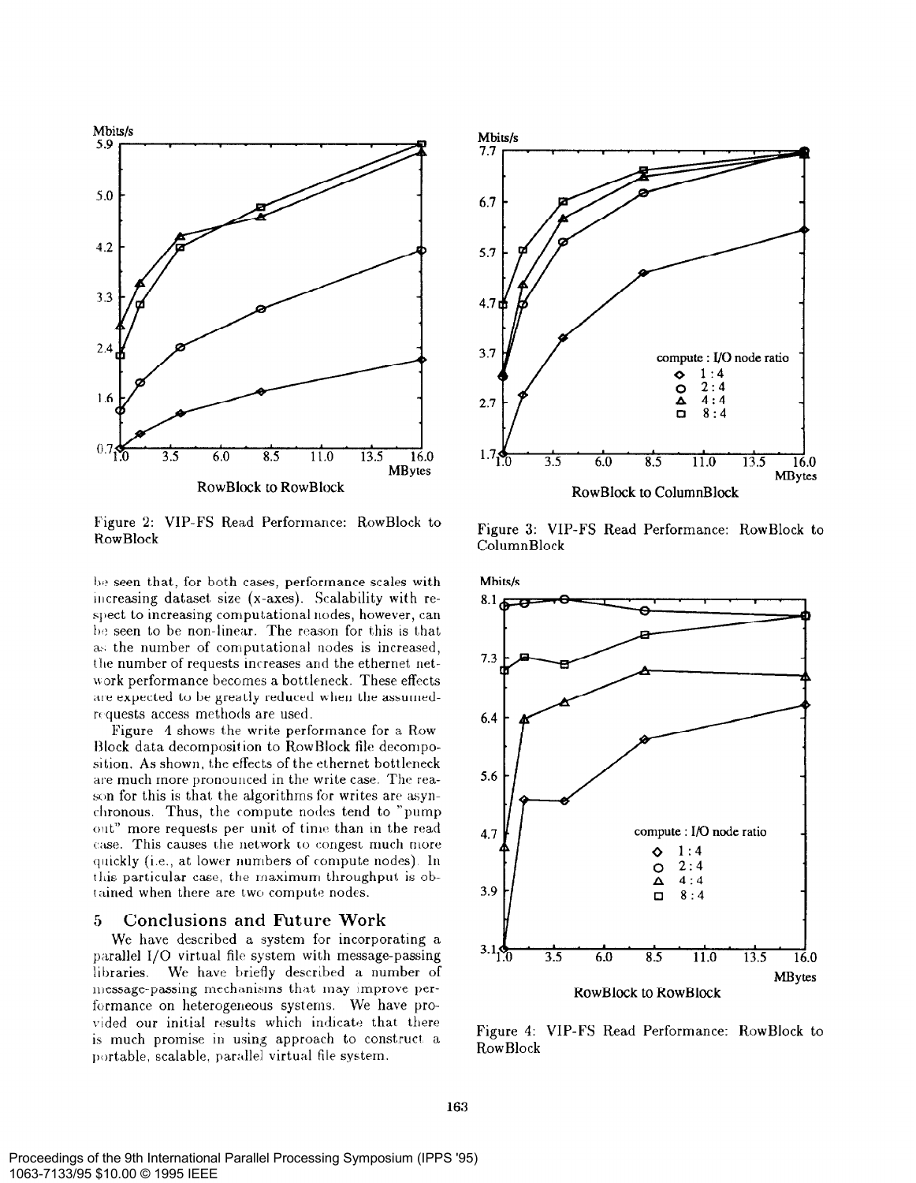Figure 2: VIP-FS Read Performance: RowBlock to RowBlock

Figure 3: VIP-FS Read Performance: RowBlock to ColumnBlock

be seen that, for both cases, performance scales with increasing dataset size (x-axes). Scalability with respect to increasing computational nodes, however, can be seen to be non-linear. The reason for this is that as the number of computational nodes is increased, the number of requests increases and the ethernet network performance becomes a bottleneck. These effects are expected to be greatly reduced when the assumed-requests access methods are used.

Figure 4 shows the write performance for a Row Block data decomposition to RowBlock file decomposition. As shown, the effects of the ethernet bottleneck are much more pronounced in the write case. The reason for this is that the algorithms for writes are asynchronous. Thus, the compute nodes tend to "pump out" more requests per unit of time than in the read case. This causes the network to congest much more quickly (i.e., at lower numbers of compute nodes). In this particular case, the maximum throughput is obtained when there are two compute nodes.

## 5 Conclusions and Future Work

We have described a system for incorporating a parallel I/O virtual file system with message-passing libraries. We have briefly described a number of message-passing mechanisms that may improve performance on heterogeneous systems. We have provided our initial results which indicate that there is much promise in using approach to construct a portable, scalable, parallel virtual file system.

Figure 4: VIP-FS Read Performance: RowBlock to RowBlock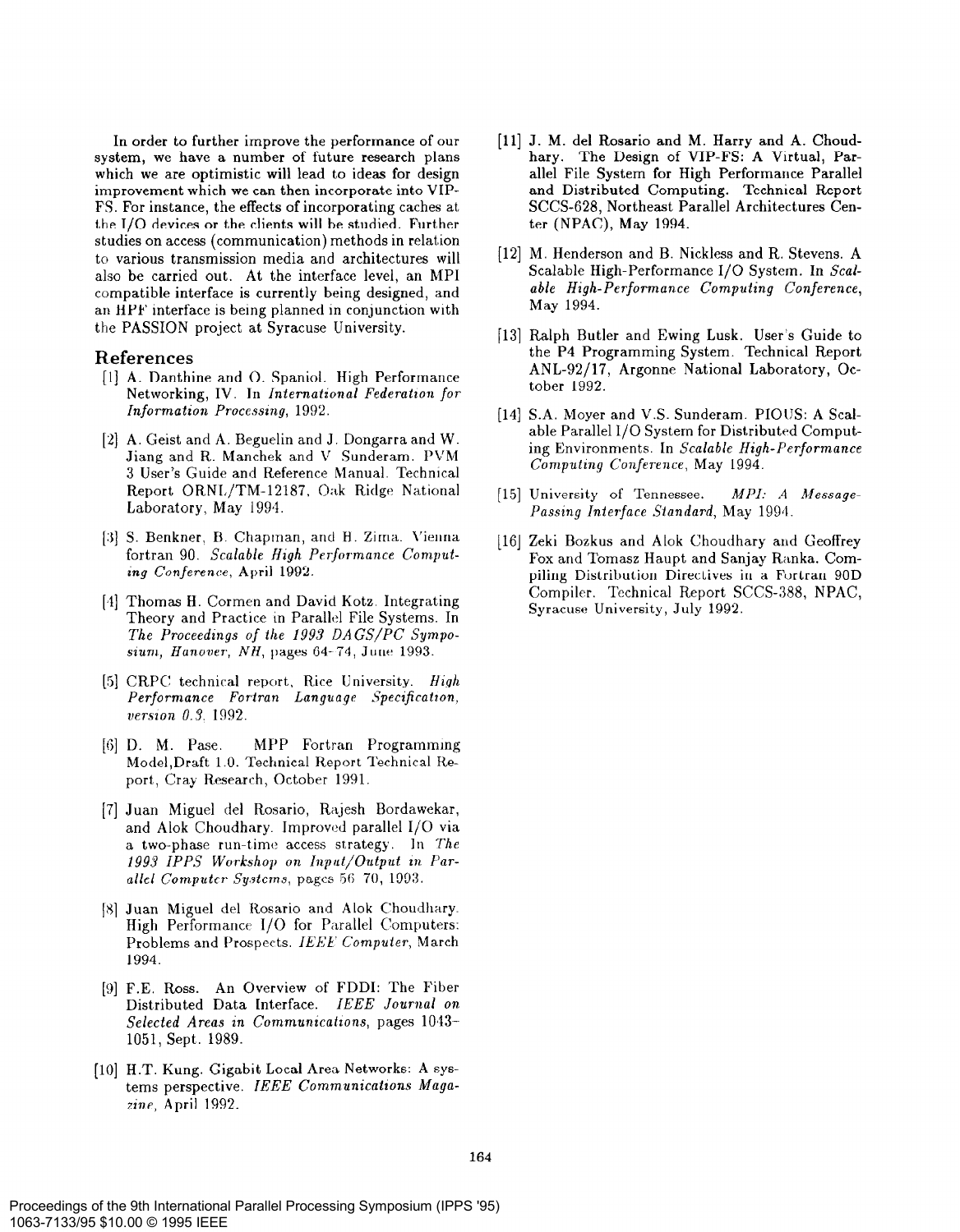In order to further improve the performance of our system, we have a number of future research plans which we are optimistic will lead to ideas for design improvement which we can then incorporate into VIP-FS. For instance, the effects of incorporating caches at the I/O devices or the clients will be studied. Further studies on access (communication) methods in relation to various transmission media and architectures will also be carried out. At the interface level, an MPI compatible interface is currently being designed, and an HPF interface is being planned in conjunction with the PASSION project at Syracuse University.

## References

[1] A. Danthine and O. Spaniol. High Performance Networking, IV. In *International Federation for Information Processing*, 1992.

[2] A. Geist and A. Beguelin and J. Dongarra and W. Jiang and R. Manchek and V. Sunderam. PVM 3 User's Guide and Reference Manual. Technical Report ORNL/TM-12187, Oak Ridge National Laboratory, May 1994.

[3] S. Benkner, B. Chapman, and H. Zima. Vienna fortran 90. *Scalable High Performance Computing Conference*, April 1992.

[4] Thomas H. Cormen and David Kotz. Integrating Theory and Practice in Parallel File Systems. In *The Proceedings of the 1993 DAGS/PC Symposium, Hanover, NH*, pages 64-74, June 1993.

[5] CRPC technical report, Rice University. *High Performance Fortran Language Specification, version 0.3*, 1992.

[6] D. M. Pase. MPP Fortran Programming Model,Draft 1.0. Technical Report Technical Report, Cray Research, October 1991.

[7] Juan Miguel del Rosario, Rajesh Bordawekar, and Alok Choudhary. Improved parallel I/O via a two-phase run-time access strategy. In *The 1993 IPPS Workshop on Input/Output in Parallel Computer Systems*, pages 56-70, 1993.

[8] Juan Miguel del Rosario and Alok Choudhary. High Performance I/O for Parallel Computers: Problems and Prospects. *IEEE Computer*, March 1994.

[9] F.E. Ross. An Overview of FDDI: The Fiber Distributed Data Interface. *IEEE Journal on Selected Areas in Communications*, pages 1043-1051, Sept. 1989.

[10] H.T. Kung. Gigabit Local Area Networks: A systems perspective. *IEEE Communications Magazine*, April 1992.

[11] J. M. del Rosario and M. Harry and A. Choudhary. The Design of VIP-FS: A Virtual, Parallel File System for High Performance Parallel and Distributed Computing. Technical Report SCCS-628, Northeast Parallel Architectures Center (NPAC), May 1994.

[12] M. Henderson and B. Nickless and R. Stevens. A Scalable High-Performance I/O System. In *Scalable High-Performance Computing Conference*, May 1994.

[13] Ralph Butler and Ewing Lusk. User's Guide to the P4 Programming System. Technical Report ANL-92/17, Argonne National Laboratory, October 1992.

[14] S.A. Moyer and V.S. Sunderam. PIOUS: A Scalable Parallel I/O System for Distributed Computing Environments. In *Scalable High-Performance Computing Conference*, May 1994.

[15] University of Tennessee. *MPI: A Message-Passing Interface Standard*, May 1994.

[16] Zeki Bozkus and Alok Choudhary and Geoffrey Fox and Tomasz Haupt and Sanjay Ranka. Compiling Distribution Directives in a Fortran 90D Compiler. Technical Report SCCS-388, NPAC, Syracuse University, July 1992.